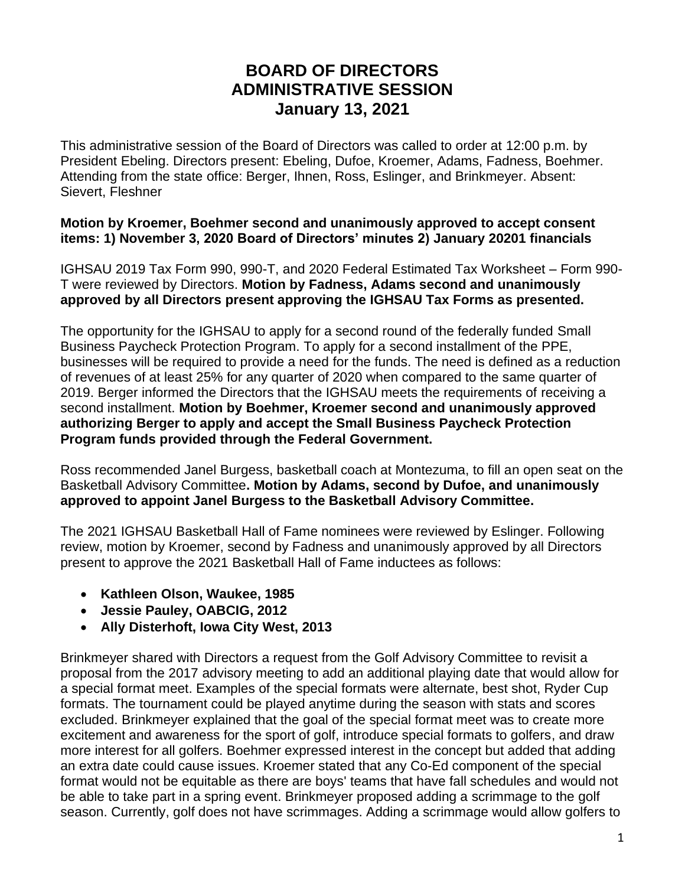# BOARD OF DIRECTORS
# ADMINISTRATIVE SESSION
# January 13, 2021

This administrative session of the Board of Directors was called to order at 12:00 p.m. by President Ebeling. Directors present: Ebeling, Dufoe, Kroemer, Adams, Fadness, Boehmer. Attending from the state office: Berger, Ihnen, Ross, Eslinger, and Brinkmeyer. Absent: Sievert, Fleshner

**Motion by Kroemer, Boehmer second and unanimously approved to accept consent items: 1) November 3, 2020 Board of Directors' minutes 2) January 20201 financials**

IGHSAU 2019 Tax Form 990, 990-T, and 2020 Federal Estimated Tax Worksheet – Form 990-T were reviewed by Directors. **Motion by Fadness, Adams second and unanimously approved by all Directors present approving the IGHSAU Tax Forms as presented.**

The opportunity for the IGHSAU to apply for a second round of the federally funded Small Business Paycheck Protection Program. To apply for a second installment of the PPE, businesses will be required to provide a need for the funds. The need is defined as a reduction of revenues of at least 25% for any quarter of 2020 when compared to the same quarter of 2019. Berger informed the Directors that the IGHSAU meets the requirements of receiving a second installment. **Motion by Boehmer, Kroemer second and unanimously approved authorizing Berger to apply and accept the Small Business Paycheck Protection Program funds provided through the Federal Government.**

Ross recommended Janel Burgess, basketball coach at Montezuma, to fill an open seat on the Basketball Advisory Committee**. Motion by Adams, second by Dufoe, and unanimously approved to appoint Janel Burgess to the Basketball Advisory Committee.**

The 2021 IGHSAU Basketball Hall of Fame nominees were reviewed by Eslinger. Following review, motion by Kroemer, second by Fadness and unanimously approved by all Directors present to approve the 2021 Basketball Hall of Fame inductees as follows:

- **Kathleen Olson, Waukee, 1985**
- **Jessie Pauley, OABCIG, 2012**
- **Ally Disterhoft, Iowa City West, 2013**

Brinkmeyer shared with Directors a request from the Golf Advisory Committee to revisit a proposal from the 2017 advisory meeting to add an additional playing date that would allow for a special format meet. Examples of the special formats were alternate, best shot, Ryder Cup formats. The tournament could be played anytime during the season with stats and scores excluded. Brinkmeyer explained that the goal of the special format meet was to create more excitement and awareness for the sport of golf, introduce special formats to golfers, and draw more interest for all golfers. Boehmer expressed interest in the concept but added that adding an extra date could cause issues. Kroemer stated that any Co-Ed component of the special format would not be equitable as there are boys' teams that have fall schedules and would not be able to take part in a spring event. Brinkmeyer proposed adding a scrimmage to the golf season. Currently, golf does not have scrimmages. Adding a scrimmage would allow golfers to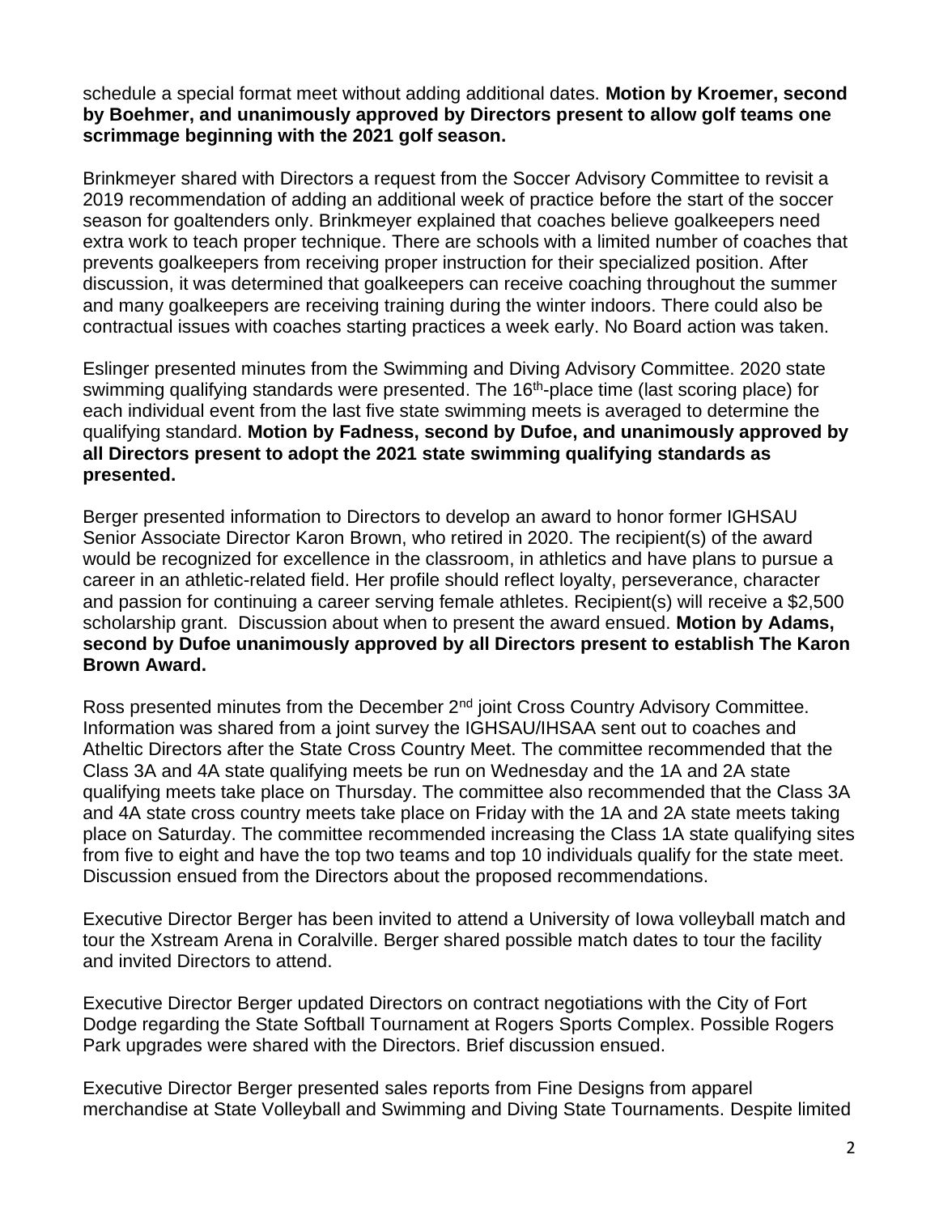schedule a special format meet without adding additional dates. **Motion by Kroemer, second by Boehmer, and unanimously approved by Directors present to allow golf teams one scrimmage beginning with the 2021 golf season.**

Brinkmeyer shared with Directors a request from the Soccer Advisory Committee to revisit a 2019 recommendation of adding an additional week of practice before the start of the soccer season for goaltenders only. Brinkmeyer explained that coaches believe goalkeepers need extra work to teach proper technique. There are schools with a limited number of coaches that prevents goalkeepers from receiving proper instruction for their specialized position. After discussion, it was determined that goalkeepers can receive coaching throughout the summer and many goalkeepers are receiving training during the winter indoors. There could also be contractual issues with coaches starting practices a week early. No Board action was taken.

Eslinger presented minutes from the Swimming and Diving Advisory Committee. 2020 state swimming qualifying standards were presented. The 16th-place time (last scoring place) for each individual event from the last five state swimming meets is averaged to determine the qualifying standard. **Motion by Fadness, second by Dufoe, and unanimously approved by all Directors present to adopt the 2021 state swimming qualifying standards as presented.**

Berger presented information to Directors to develop an award to honor former IGHSAU Senior Associate Director Karon Brown, who retired in 2020. The recipient(s) of the award would be recognized for excellence in the classroom, in athletics and have plans to pursue a career in an athletic-related field. Her profile should reflect loyalty, perseverance, character and passion for continuing a career serving female athletes. Recipient(s) will receive a $2,500 scholarship grant. Discussion about when to present the award ensued. **Motion by Adams, second by Dufoe unanimously approved by all Directors present to establish The Karon Brown Award.**

Ross presented minutes from the December 2nd joint Cross Country Advisory Committee. Information was shared from a joint survey the IGHSAU/IHSAA sent out to coaches and Atheltic Directors after the State Cross Country Meet. The committee recommended that the Class 3A and 4A state qualifying meets be run on Wednesday and the 1A and 2A state qualifying meets take place on Thursday. The committee also recommended that the Class 3A and 4A state cross country meets take place on Friday with the 1A and 2A state meets taking place on Saturday. The committee recommended increasing the Class 1A state qualifying sites from five to eight and have the top two teams and top 10 individuals qualify for the state meet. Discussion ensued from the Directors about the proposed recommendations.

Executive Director Berger has been invited to attend a University of Iowa volleyball match and tour the Xstream Arena in Coralville. Berger shared possible match dates to tour the facility and invited Directors to attend.

Executive Director Berger updated Directors on contract negotiations with the City of Fort Dodge regarding the State Softball Tournament at Rogers Sports Complex. Possible Rogers Park upgrades were shared with the Directors. Brief discussion ensued.

Executive Director Berger presented sales reports from Fine Designs from apparel merchandise at State Volleyball and Swimming and Diving State Tournaments. Despite limited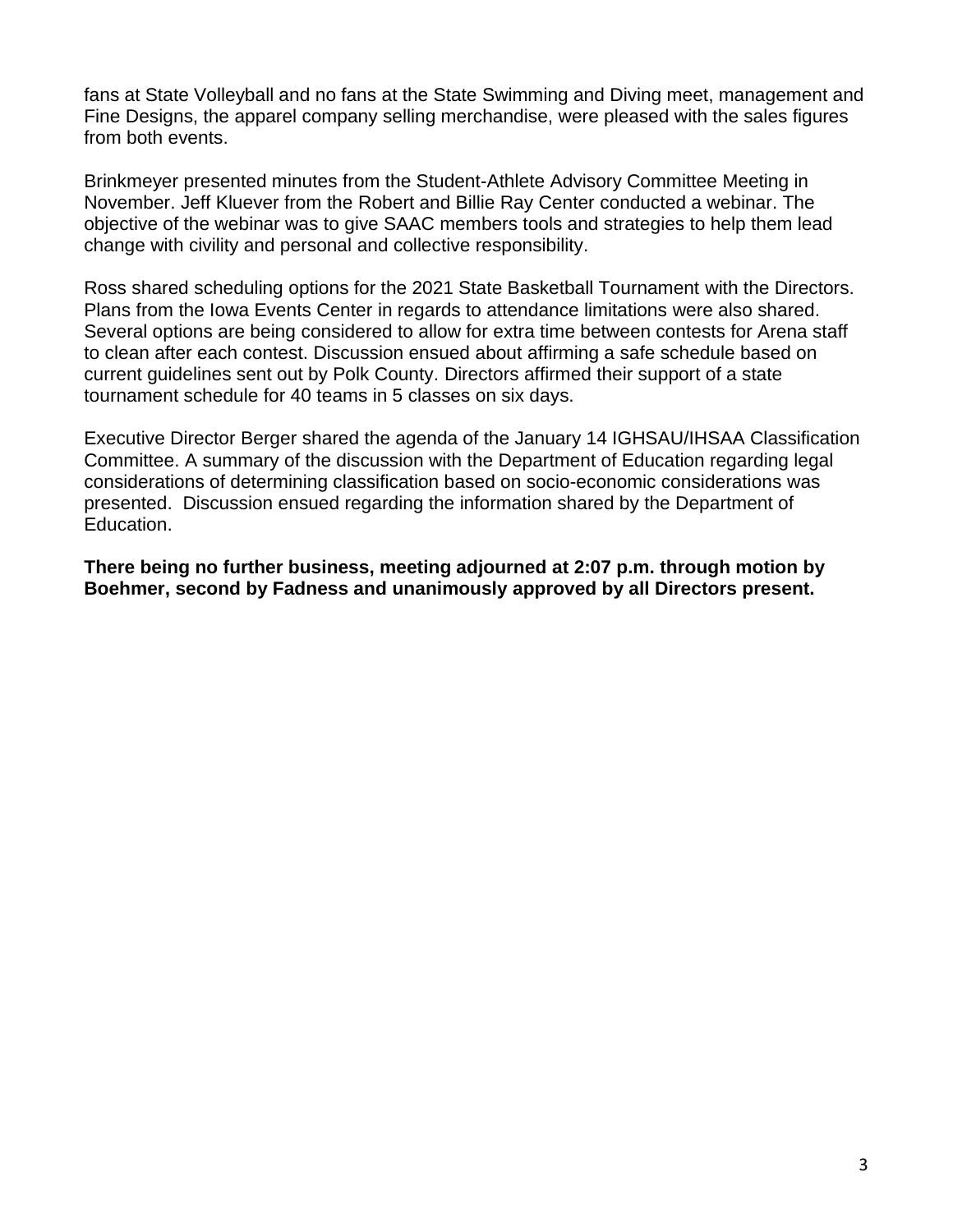fans at State Volleyball and no fans at the State Swimming and Diving meet, management and Fine Designs, the apparel company selling merchandise, were pleased with the sales figures from both events.

Brinkmeyer presented minutes from the Student-Athlete Advisory Committee Meeting in November. Jeff Kluever from the Robert and Billie Ray Center conducted a webinar. The objective of the webinar was to give SAAC members tools and strategies to help them lead change with civility and personal and collective responsibility.

Ross shared scheduling options for the 2021 State Basketball Tournament with the Directors. Plans from the Iowa Events Center in regards to attendance limitations were also shared. Several options are being considered to allow for extra time between contests for Arena staff to clean after each contest. Discussion ensued about affirming a safe schedule based on current guidelines sent out by Polk County. Directors affirmed their support of a state tournament schedule for 40 teams in 5 classes on six days.

Executive Director Berger shared the agenda of the January 14 IGHSAU/IHSAA Classification Committee. A summary of the discussion with the Department of Education regarding legal considerations of determining classification based on socio-economic considerations was presented. Discussion ensued regarding the information shared by the Department of Education.

**There being no further business, meeting adjourned at 2:07 p.m. through motion by Boehmer, second by Fadness and unanimously approved by all Directors present.**